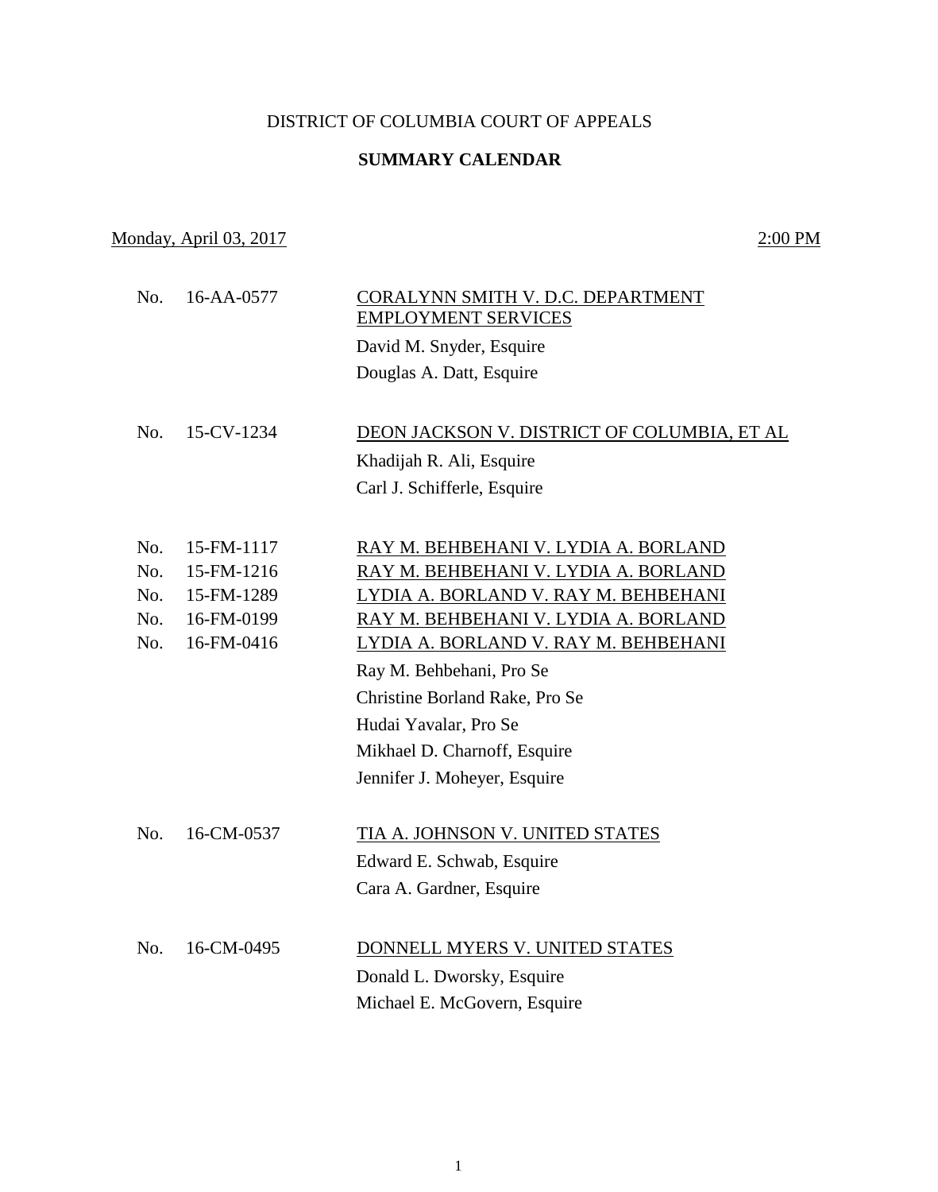DISTRICT OF COLUMBIA COURT OF APPEALS

**SUMMARY CALENDAR**

Monday, April 03, 2017 — 2:00 PM

No. 16-AA-0577 — CORALYNN SMITH V. D.C. DEPARTMENT EMPLOYMENT SERVICES

David M. Snyder, Esquire
Douglas A. Datt, Esquire

No. 15-CV-1234 — DEON JACKSON V. DISTRICT OF COLUMBIA, ET AL

Khadijah R. Ali, Esquire
Carl J. Schifferle, Esquire

No. 15-FM-1117 — RAY M. BEHBEHANI V. LYDIA A. BORLAND
No. 15-FM-1216 — RAY M. BEHBEHANI V. LYDIA A. BORLAND
No. 15-FM-1289 — LYDIA A. BORLAND V. RAY M. BEHBEHANI
No. 16-FM-0199 — RAY M. BEHBEHANI V. LYDIA A. BORLAND
No. 16-FM-0416 — LYDIA A. BORLAND V. RAY M. BEHBEHANI

Ray M. Behbehani, Pro Se
Christine Borland Rake, Pro Se
Hudai Yavalar, Pro Se
Mikhael D. Charnoff, Esquire
Jennifer J. Moheyer, Esquire

No. 16-CM-0537 — TIA A. JOHNSON V. UNITED STATES

Edward E. Schwab, Esquire
Cara A. Gardner, Esquire

No. 16-CM-0495 — DONNELL MYERS V. UNITED STATES

Donald L. Dworsky, Esquire
Michael E. McGovern, Esquire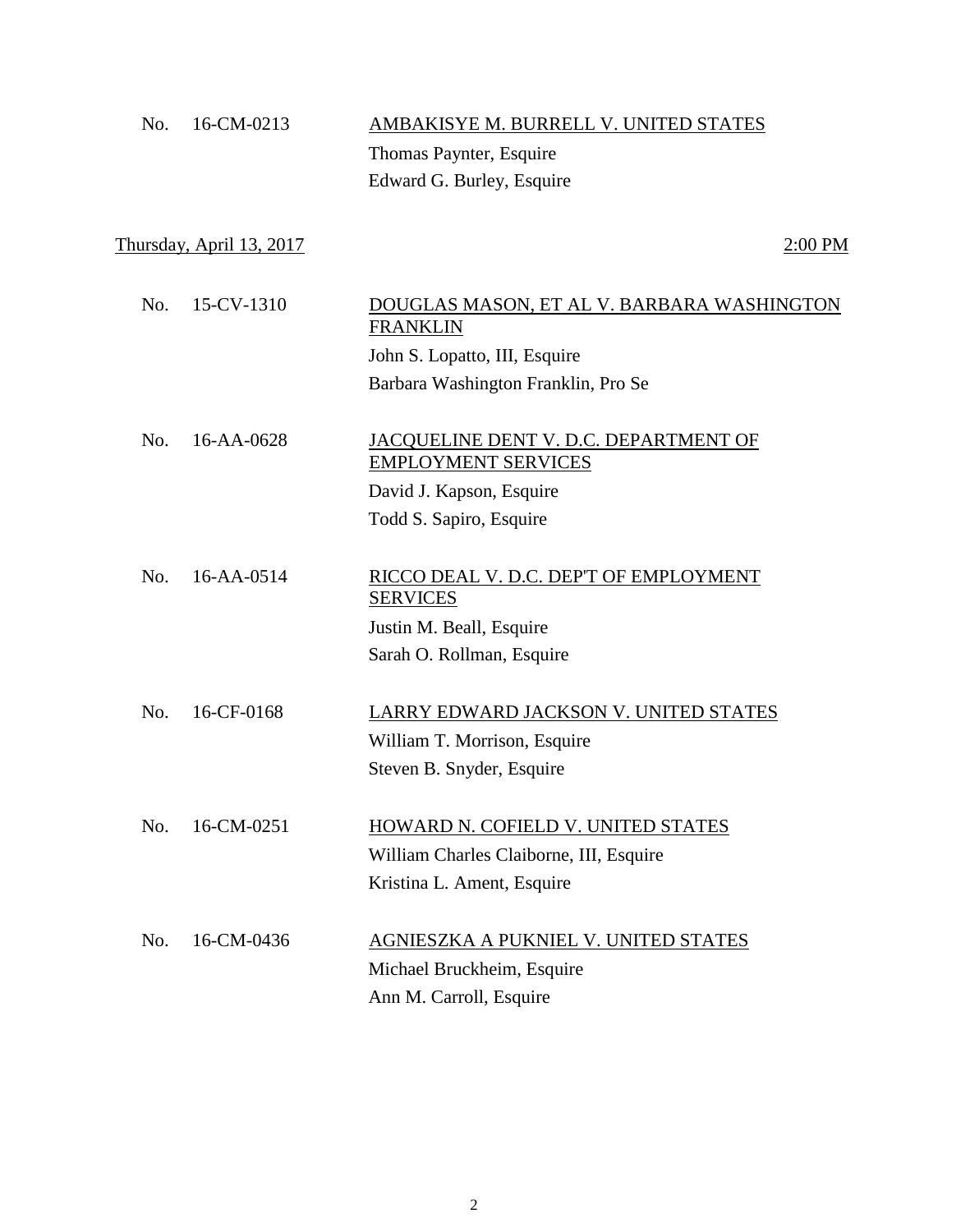No. 16-CM-0213 <u>AMBAKISYE M. BURRELL V. UNITED STATES</u>
Thomas Paynter, Esquire
Edward G. Burley, Esquire

<u>Thursday, April 13, 2017</u> <u>2:00 PM</u>

No. 15-CV-1310 <u>DOUGLAS MASON, ET AL V. BARBARA WASHINGTON FRANKLIN</u>
John S. Lopatto, III, Esquire
Barbara Washington Franklin, Pro Se

No. 16-AA-0628 <u>JACQUELINE DENT V. D.C. DEPARTMENT OF EMPLOYMENT SERVICES</u>
David J. Kapson, Esquire
Todd S. Sapiro, Esquire

No. 16-AA-0514 <u>RICCO DEAL V. D.C. DEP'T OF EMPLOYMENT SERVICES</u>
Justin M. Beall, Esquire
Sarah O. Rollman, Esquire

No. 16-CF-0168 <u>LARRY EDWARD JACKSON V. UNITED STATES</u>
William T. Morrison, Esquire
Steven B. Snyder, Esquire

No. 16-CM-0251 <u>HOWARD N. COFIELD V. UNITED STATES</u>
William Charles Claiborne, III, Esquire
Kristina L. Ament, Esquire

No. 16-CM-0436 <u>AGNIESZKA A PUKNIEL V. UNITED STATES</u>
Michael Bruckheim, Esquire
Ann M. Carroll, Esquire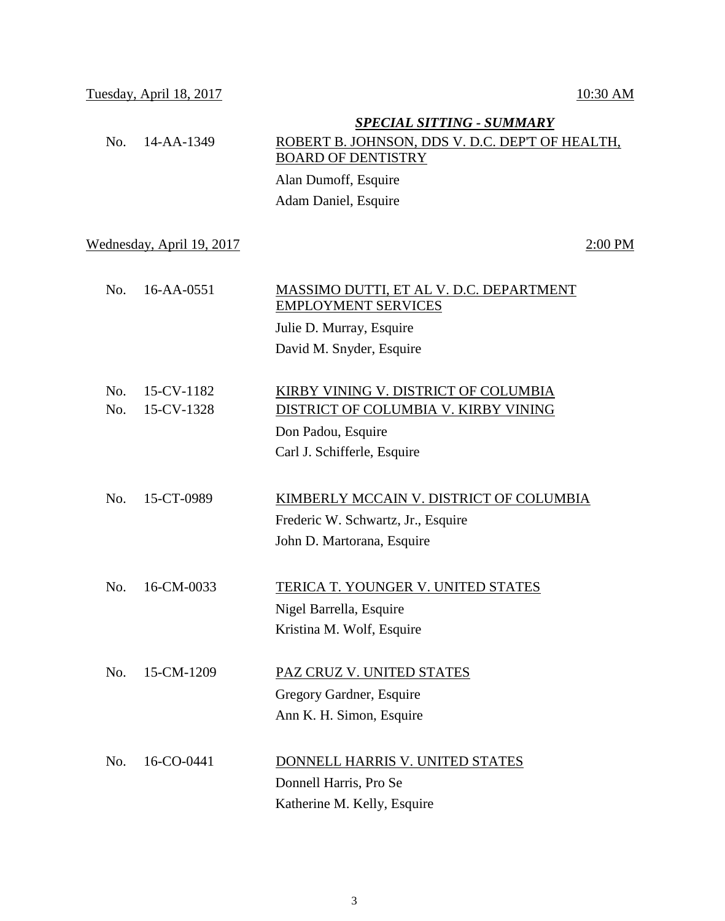Tuesday, April 18, 2017 — 10:30 AM

***SPECIAL SITTING - SUMMARY***

No. 14-AA-1349 — ROBERT B. JOHNSON, DDS V. D.C. DEP'T OF HEALTH, BOARD OF DENTISTRY

Alan Dumoff, Esquire

Adam Daniel, Esquire

Wednesday, April 19, 2017 — 2:00 PM

No. 16-AA-0551 — MASSIMO DUTTI, ET AL V. D.C. DEPARTMENT EMPLOYMENT SERVICES

Julie D. Murray, Esquire

David M. Snyder, Esquire

No. 15-CV-1182 — KIRBY VINING V. DISTRICT OF COLUMBIA

No. 15-CV-1328 — DISTRICT OF COLUMBIA V. KIRBY VINING

Don Padou, Esquire

Carl J. Schifferle, Esquire

No. 15-CT-0989 — KIMBERLY MCCAIN V. DISTRICT OF COLUMBIA

Frederic W. Schwartz, Jr., Esquire

John D. Martorana, Esquire

No. 16-CM-0033 — TERICA T. YOUNGER V. UNITED STATES

Nigel Barrella, Esquire

Kristina M. Wolf, Esquire

No. 15-CM-1209 — PAZ CRUZ V. UNITED STATES

Gregory Gardner, Esquire

Ann K. H. Simon, Esquire

No. 16-CO-0441 — DONNELL HARRIS V. UNITED STATES

Donnell Harris, Pro Se

Katherine M. Kelly, Esquire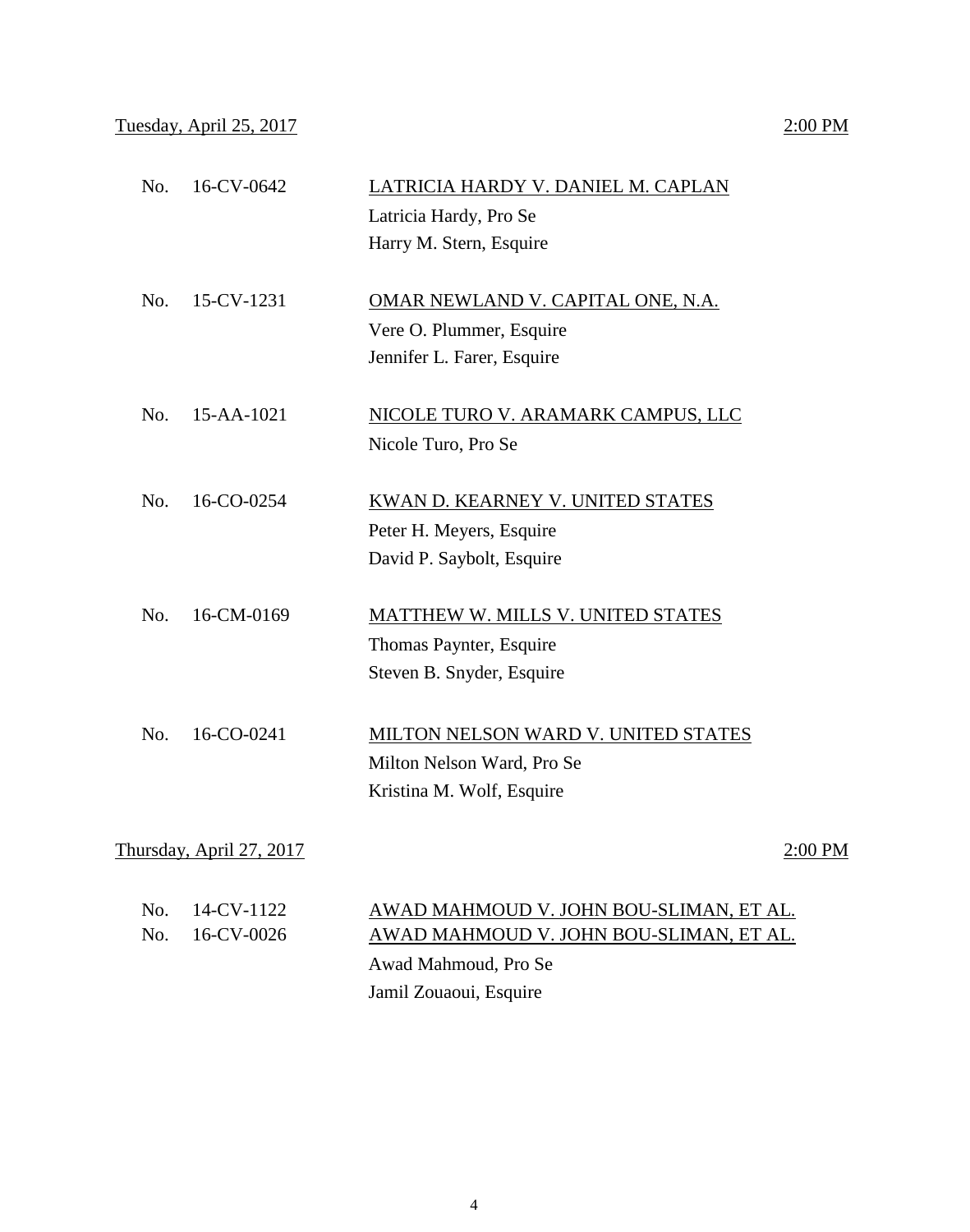Tuesday, April 25, 2017 | 2:00 PM

No. 16-CV-0642 | LATRICIA HARDY V. DANIEL M. CAPLAN
Latricia Hardy, Pro Se
Harry M. Stern, Esquire

No. 15-CV-1231 | OMAR NEWLAND V. CAPITAL ONE, N.A.
Vere O. Plummer, Esquire
Jennifer L. Farer, Esquire

No. 15-AA-1021 | NICOLE TURO V. ARAMARK CAMPUS, LLC
Nicole Turo, Pro Se

No. 16-CO-0254 | KWAN D. KEARNEY V. UNITED STATES
Peter H. Meyers, Esquire
David P. Saybolt, Esquire

No. 16-CM-0169 | MATTHEW W. MILLS V. UNITED STATES
Thomas Paynter, Esquire
Steven B. Snyder, Esquire

No. 16-CO-0241 | MILTON NELSON WARD V. UNITED STATES
Milton Nelson Ward, Pro Se
Kristina M. Wolf, Esquire

Thursday, April 27, 2017 | 2:00 PM

No. 14-CV-1122 | AWAD MAHMOUD V. JOHN BOU-SLIMAN, ET AL.
No. 16-CV-0026 | AWAD MAHMOUD V. JOHN BOU-SLIMAN, ET AL.
Awad Mahmoud, Pro Se
Jamil Zouaoui, Esquire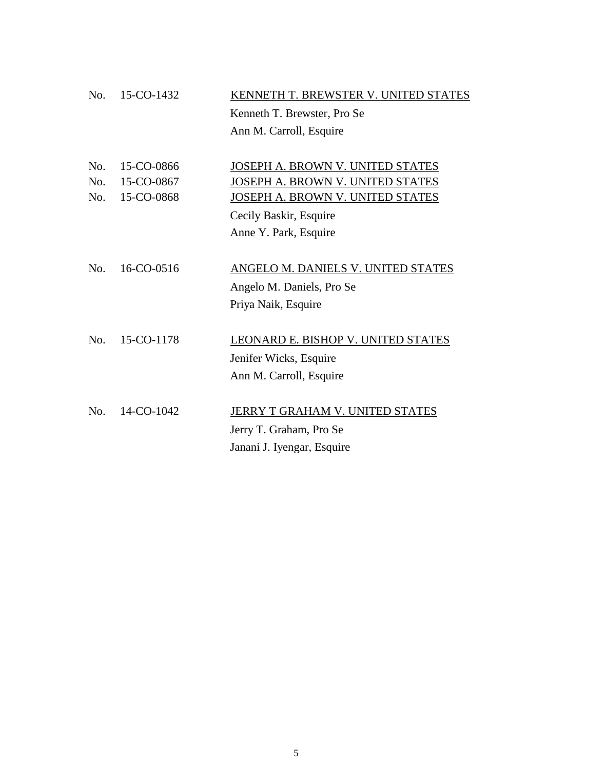No. 15-CO-1432 <u>KENNETH T. BREWSTER V. UNITED STATES</u>

Kenneth T. Brewster, Pro Se

Ann M. Carroll, Esquire

No. 15-CO-0866 <u>JOSEPH A. BROWN V. UNITED STATES</u>
No. 15-CO-0867 <u>JOSEPH A. BROWN V. UNITED STATES</u>
No. 15-CO-0868 <u>JOSEPH A. BROWN V. UNITED STATES</u>

Cecily Baskir, Esquire

Anne Y. Park, Esquire

No. 16-CO-0516 <u>ANGELO M. DANIELS V. UNITED STATES</u>

Angelo M. Daniels, Pro Se

Priya Naik, Esquire

No. 15-CO-1178 <u>LEONARD E. BISHOP V. UNITED STATES</u>

Jenifer Wicks, Esquire

Ann M. Carroll, Esquire

No. 14-CO-1042 <u>JERRY T GRAHAM V. UNITED STATES</u>

Jerry T. Graham, Pro Se

Janani J. Iyengar, Esquire